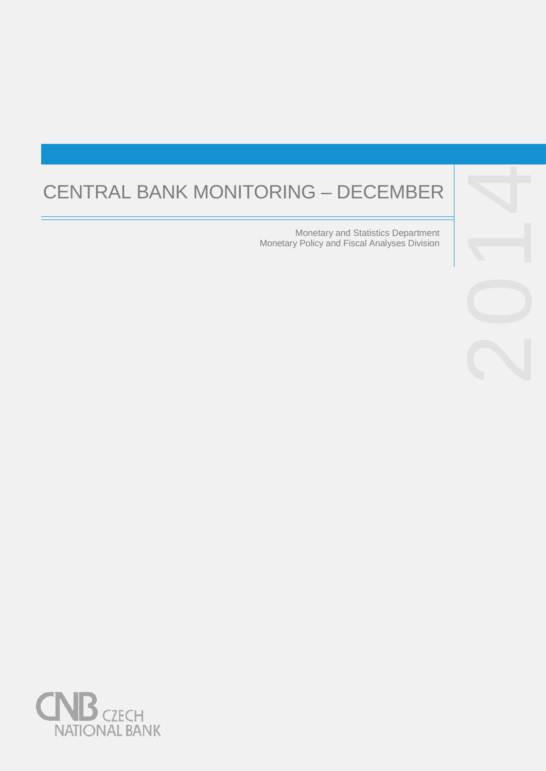# CENTRAL BANK MONITORING – DECEMBER 2014

Monetary and Statistics Department
Monetary Policy and Fiscal Analyses Division

CZECH NATIONAL BANK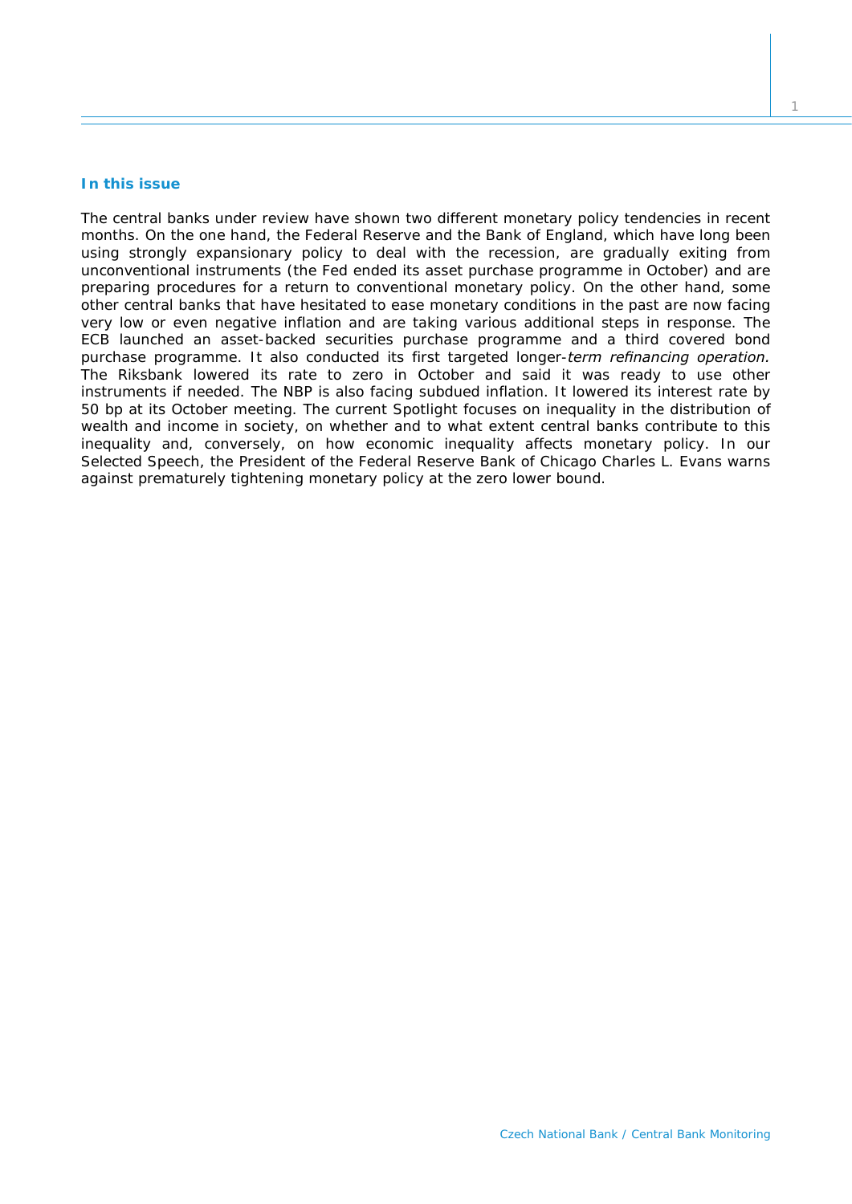## In this issue

The central banks under review have shown two different monetary policy tendencies in recent months. On the one hand, the Federal Reserve and the Bank of England, which have long been using strongly expansionary policy to deal with the recession, are gradually exiting from unconventional instruments (the Fed ended its asset purchase programme in October) and are preparing procedures for a return to conventional monetary policy. On the other hand, some other central banks that have hesitated to ease monetary conditions in the past are now facing very low or even negative inflation and are taking various additional steps in response. The ECB launched an asset-backed securities purchase programme and a third covered bond purchase programme. It also conducted its first targeted longer-*term refinancing operation.* The Riksbank lowered its rate to zero in October and said it was ready to use other instruments if needed. The NBP is also facing subdued inflation. It lowered its interest rate by 50 bp at its October meeting. The current Spotlight focuses on inequality in the distribution of wealth and income in society, on whether and to what extent central banks contribute to this inequality and, conversely, on how economic inequality affects monetary policy. In our Selected Speech, the President of the Federal Reserve Bank of Chicago Charles L. Evans warns against prematurely tightening monetary policy at the zero lower bound.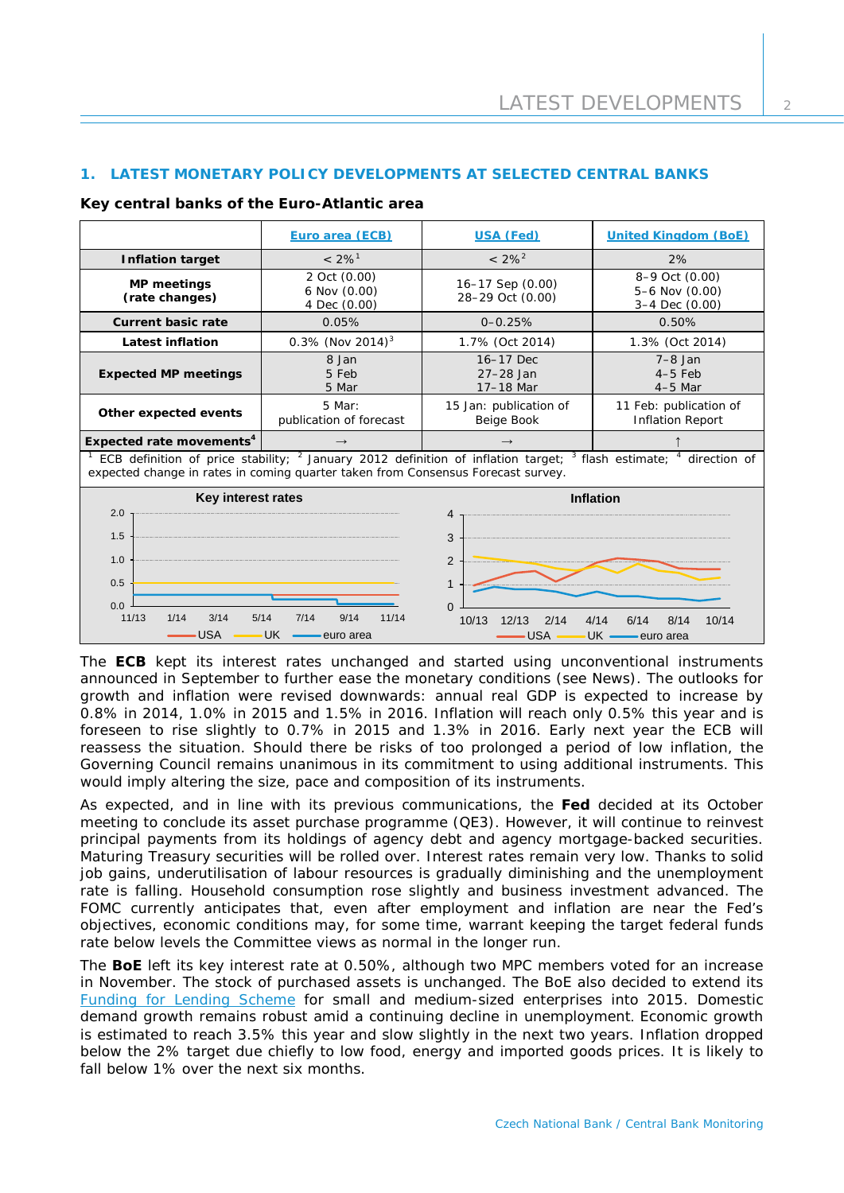## 1. LATEST MONETARY POLICY DEVELOPMENTS AT SELECTED CENTRAL BANKS

**Key central banks of the Euro-Atlantic area**

| | Euro area (ECB) | USA (Fed) | United Kingdom (BoE) |
|---|---|---|---|
| **Inflation target** | < 2%[1] | < 2%[2] | 2% |
| **MP meetings (rate changes)** | 2 Oct (0.00)<br>6 Nov (0.00)<br>4 Dec (0.00) | 16–17 Sep (0.00)<br>28–29 Oct (0.00) | 8–9 Oct (0.00)<br>5–6 Nov (0.00)<br>3–4 Dec (0.00) |
| **Current basic rate** | 0.05% | 0–0.25% | 0.50% |
| **Latest inflation** | 0.3% (Nov 2014)[3] | 1.7% (Oct 2014) | 1.3% (Oct 2014) |
| **Expected MP meetings** | 8 Jan<br>5 Feb<br>5 Mar | 16–17 Dec<br>27–28 Jan<br>17–18 Mar | 7–8 Jan<br>4–5 Feb<br>4–5 Mar |
| **Other expected events** | 5 Mar: publication of forecast | 15 Jan: publication of Beige Book | 11 Feb: publication of Inflation Report |
| **Expected rate movements**[4] | → | → | ↑ |

[1] ECB definition of price stability; [2] January 2012 definition of inflation target; [3] flash estimate; [4] direction of expected change in rates in coming quarter taken from Consensus Forecast survey.

Key interest rates

Inflation

The **ECB** kept its interest rates unchanged and started using unconventional instruments announced in September to further ease the monetary conditions (see News). The outlooks for growth and inflation were revised downwards: annual real GDP is expected to increase by 0.8% in 2014, 1.0% in 2015 and 1.5% in 2016. Inflation will reach only 0.5% this year and is foreseen to rise slightly to 0.7% in 2015 and 1.3% in 2016. Early next year the ECB will reassess the situation. Should there be risks of too prolonged a period of low inflation, the Governing Council remains unanimous in its commitment to using additional instruments. This would imply altering the size, pace and composition of its instruments.

As expected, and in line with its previous communications, the **Fed** decided at its October meeting to conclude its asset purchase programme (QE3). However, it will continue to reinvest principal payments from its holdings of agency debt and agency mortgage-backed securities. Maturing Treasury securities will be rolled over. Interest rates remain very low. Thanks to solid job gains, underutilisation of labour resources is gradually diminishing and the unemployment rate is falling. Household consumption rose slightly and business investment advanced. The FOMC currently anticipates that, even after employment and inflation are near the Fed's objectives, economic conditions may, for some time, warrant keeping the target federal funds rate below levels the Committee views as normal in the longer run.

The **BoE** left its key interest rate at 0.50%, although two MPC members voted for an increase in November. The stock of purchased assets is unchanged. The BoE also decided to extend its Funding for Lending Scheme for small and medium-sized enterprises into 2015. Domestic demand growth remains robust amid a continuing decline in unemployment. Economic growth is estimated to reach 3.5% this year and slow slightly in the next two years. Inflation dropped below the 2% target due chiefly to low food, energy and imported goods prices. It is likely to fall below 1% over the next six months.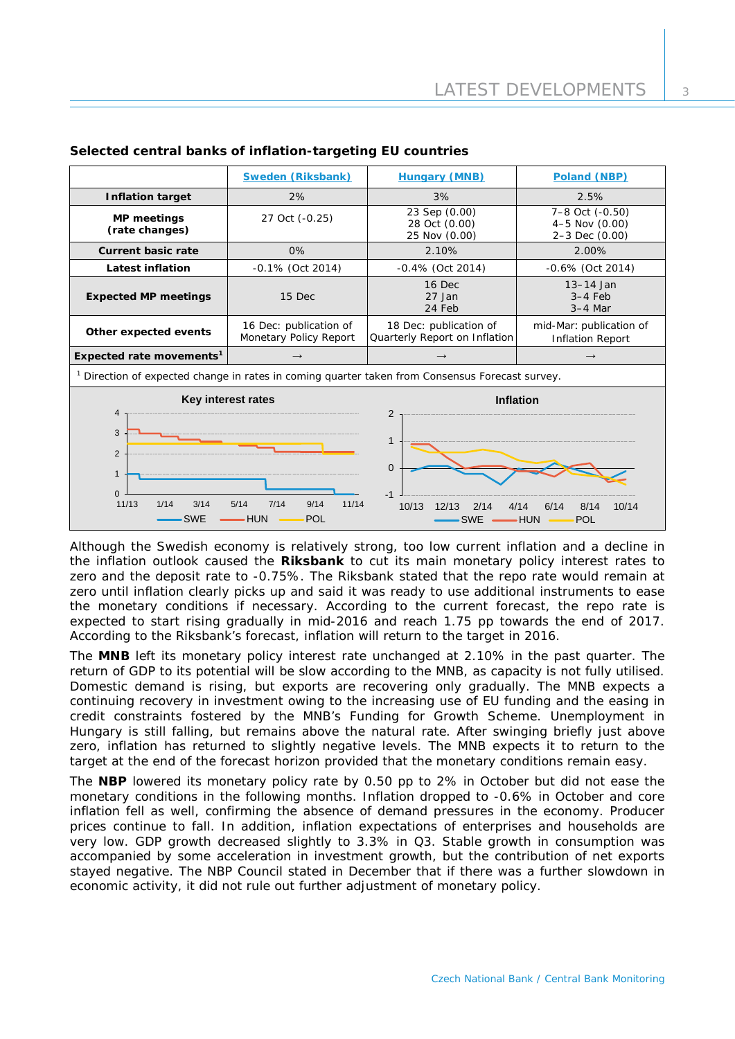**Selected central banks of inflation-targeting EU countries**

| | Sweden (Riksbank) | Hungary (MNB) | Poland (NBP) |
|---|---|---|---|
| **Inflation target** | 2% | 3% | 2.5% |
| **MP meetings (rate changes)** | 27 Oct (-0.25) | 23 Sep (0.00) 28 Oct (0.00) 25 Nov (0.00) | 7–8 Oct (-0.50) 4–5 Nov (0.00) 2–3 Dec (0.00) |
| **Current basic rate** | 0% | 2.10% | 2.00% |
| **Latest inflation** | -0.1% (Oct 2014) | -0.4% (Oct 2014) | -0.6% (Oct 2014) |
| **Expected MP meetings** | 15 Dec | 16 Dec 27 Jan 24 Feb | 13–14 Jan 3–4 Feb 3–4 Mar |
| **Other expected events** | 16 Dec: publication of Monetary Policy Report | 18 Dec: publication of Quarterly Report on Inflation | mid-Mar: publication of Inflation Report |
| **Expected rate movements**[1] | → | → | → |

[1] Direction of expected change in rates in coming quarter taken from Consensus Forecast survey.

Although the Swedish economy is relatively strong, too low current inflation and a decline in the inflation outlook caused the **Riksbank** to cut its main monetary policy interest rates to zero and the deposit rate to -0.75%. The Riksbank stated that the repo rate would remain at zero until inflation clearly picks up and said it was ready to use additional instruments to ease the monetary conditions if necessary. According to the current forecast, the repo rate is expected to start rising gradually in mid-2016 and reach 1.75 pp towards the end of 2017. According to the Riksbank's forecast, inflation will return to the target in 2016.

The **MNB** left its monetary policy interest rate unchanged at 2.10% in the past quarter. The return of GDP to its potential will be slow according to the MNB, as capacity is not fully utilised. Domestic demand is rising, but exports are recovering only gradually. The MNB expects a continuing recovery in investment owing to the increasing use of EU funding and the easing in credit constraints fostered by the MNB's Funding for Growth Scheme. Unemployment in Hungary is still falling, but remains above the natural rate. After swinging briefly just above zero, inflation has returned to slightly negative levels. The MNB expects it to return to the target at the end of the forecast horizon provided that the monetary conditions remain easy.

The **NBP** lowered its monetary policy rate by 0.50 pp to 2% in October but did not ease the monetary conditions in the following months. Inflation dropped to -0.6% in October and core inflation fell as well, confirming the absence of demand pressures in the economy. Producer prices continue to fall. In addition, inflation expectations of enterprises and households are very low. GDP growth decreased slightly to 3.3% in Q3. Stable growth in consumption was accompanied by some acceleration in investment growth, but the contribution of net exports stayed negative. The NBP Council stated in December that if there was a further slowdown in economic activity, it did not rule out further adjustment of monetary policy.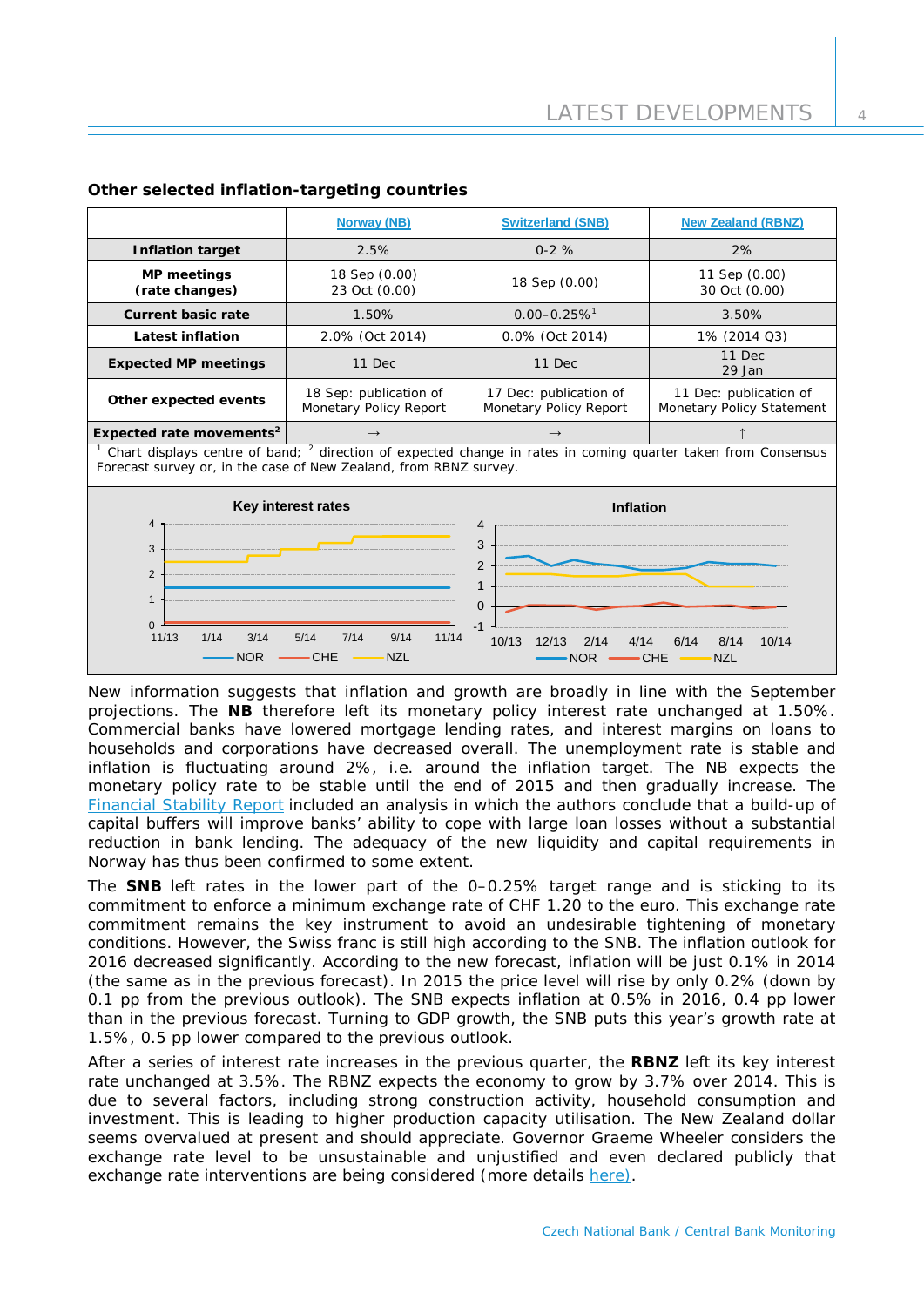**Other selected inflation-targeting countries**

| | Norway (NB) | Switzerland (SNB) | New Zealand (RBNZ) |
|---|---|---|---|
| **Inflation target** | 2.5% | 0-2 % | 2% |
| **MP meetings (rate changes)** | 18 Sep (0.00)<br>23 Oct (0.00) | 18 Sep (0.00) | 11 Sep (0.00)<br>30 Oct (0.00) |
| **Current basic rate** | 1.50% | 0.00–0.25%[1] | 3.50% |
| **Latest inflation** | 2.0% (Oct 2014) | 0.0% (Oct 2014) | 1% (2014 Q3) |
| **Expected MP meetings** | 11 Dec | 11 Dec | 11 Dec<br>29 Jan |
| **Other expected events** | 18 Sep: publication of Monetary Policy Report | 17 Dec: publication of Monetary Policy Report | 11 Dec: publication of Monetary Policy Statement |
| **Expected rate movements**[2] | → | → | ↑ |

[1] Chart displays centre of band; [2] direction of expected change in rates in coming quarter taken from Consensus Forecast survey or, in the case of New Zealand, from RBNZ survey.

New information suggests that inflation and growth are broadly in line with the September projections. The **NB** therefore left its monetary policy interest rate unchanged at 1.50%. Commercial banks have lowered mortgage lending rates, and interest margins on loans to households and corporations have decreased overall. The unemployment rate is stable and inflation is fluctuating around 2%, i.e. around the inflation target. The NB expects the monetary policy rate to be stable until the end of 2015 and then gradually increase. The Financial Stability Report included an analysis in which the authors conclude that a build-up of capital buffers will improve banks' ability to cope with large loan losses without a substantial reduction in bank lending. The adequacy of the new liquidity and capital requirements in Norway has thus been confirmed to some extent.

The **SNB** left rates in the lower part of the 0–0.25% target range and is sticking to its commitment to enforce a minimum exchange rate of CHF 1.20 to the euro. This exchange rate commitment remains the key instrument to avoid an undesirable tightening of monetary conditions. However, the Swiss franc is still high according to the SNB. The inflation outlook for 2016 decreased significantly. According to the new forecast, inflation will be just 0.1% in 2014 (the same as in the previous forecast). In 2015 the price level will rise by only 0.2% (down by 0.1 pp from the previous outlook). The SNB expects inflation at 0.5% in 2016, 0.4 pp lower than in the previous forecast. Turning to GDP growth, the SNB puts this year's growth rate at 1.5%, 0.5 pp lower compared to the previous outlook.

After a series of interest rate increases in the previous quarter, the **RBNZ** left its key interest rate unchanged at 3.5%. The RBNZ expects the economy to grow by 3.7% over 2014. This is due to several factors, including strong construction activity, household consumption and investment. This is leading to higher production capacity utilisation. The New Zealand dollar seems overvalued at present and should appreciate. Governor Graeme Wheeler considers the exchange rate level to be unsustainable and unjustified and even declared publicly that exchange rate interventions are being considered (more details here).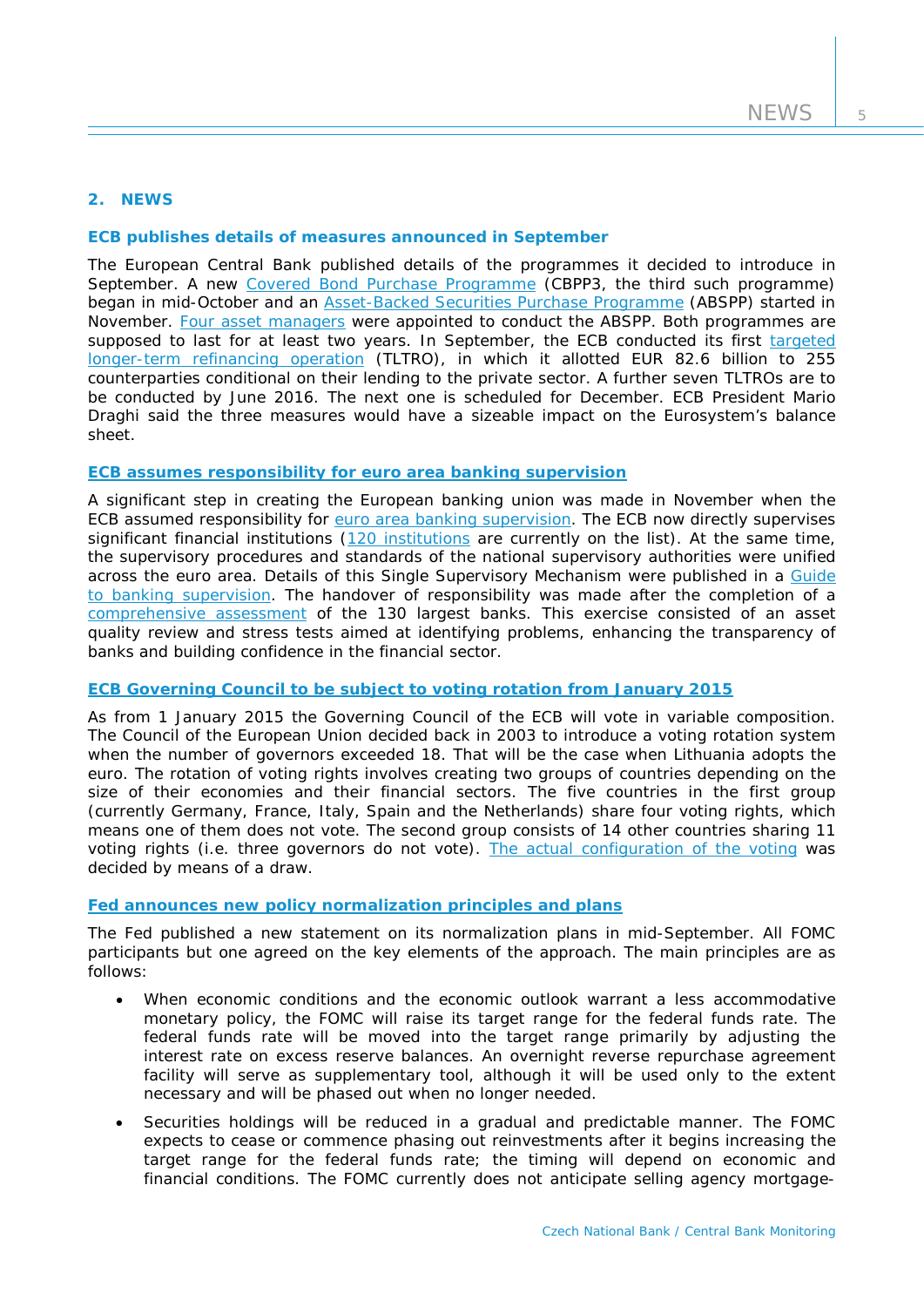## 2. NEWS

### ECB publishes details of measures announced in September

The European Central Bank published details of the programmes it decided to introduce in September. A new Covered Bond Purchase Programme (CBPP3, the third such programme) began in mid-October and an Asset-Backed Securities Purchase Programme (ABSPP) started in November. Four asset managers were appointed to conduct the ABSPP. Both programmes are supposed to last for at least two years. In September, the ECB conducted its first targeted longer-term refinancing operation (TLTRO), in which it allotted EUR 82.6 billion to 255 counterparties conditional on their lending to the private sector. A further seven TLTROs are to be conducted by June 2016. The next one is scheduled for December. ECB President Mario Draghi said the three measures would have a sizeable impact on the Eurosystem's balance sheet.

### ECB assumes responsibility for euro area banking supervision

A significant step in creating the European banking union was made in November when the ECB assumed responsibility for euro area banking supervision. The ECB now directly supervises significant financial institutions (120 institutions are currently on the list). At the same time, the supervisory procedures and standards of the national supervisory authorities were unified across the euro area. Details of this Single Supervisory Mechanism were published in a Guide to banking supervision. The handover of responsibility was made after the completion of a comprehensive assessment of the 130 largest banks. This exercise consisted of an asset quality review and stress tests aimed at identifying problems, enhancing the transparency of banks and building confidence in the financial sector.

### ECB Governing Council to be subject to voting rotation from January 2015

As from 1 January 2015 the Governing Council of the ECB will vote in variable composition. The Council of the European Union decided back in 2003 to introduce a voting rotation system when the number of governors exceeded 18. That will be the case when Lithuania adopts the euro. The rotation of voting rights involves creating two groups of countries depending on the size of their economies and their financial sectors. The five countries in the first group (currently Germany, France, Italy, Spain and the Netherlands) share four voting rights, which means one of them does not vote. The second group consists of 14 other countries sharing 11 voting rights (i.e. three governors do not vote). The actual configuration of the voting was decided by means of a draw.

### Fed announces new policy normalization principles and plans

The Fed published a new statement on its normalization plans in mid-September. All FOMC participants but one agreed on the key elements of the approach. The main principles are as follows:

- When economic conditions and the economic outlook warrant a less accommodative monetary policy, the FOMC will raise its target range for the federal funds rate. The federal funds rate will be moved into the target range primarily by adjusting the interest rate on excess reserve balances. An overnight reverse repurchase agreement facility will serve as supplementary tool, although it will be used only to the extent necessary and will be phased out when no longer needed.
- Securities holdings will be reduced in a gradual and predictable manner. The FOMC expects to cease or commence phasing out reinvestments after it begins increasing the target range for the federal funds rate; the timing will depend on economic and financial conditions. The FOMC currently does not anticipate selling agency mortgage-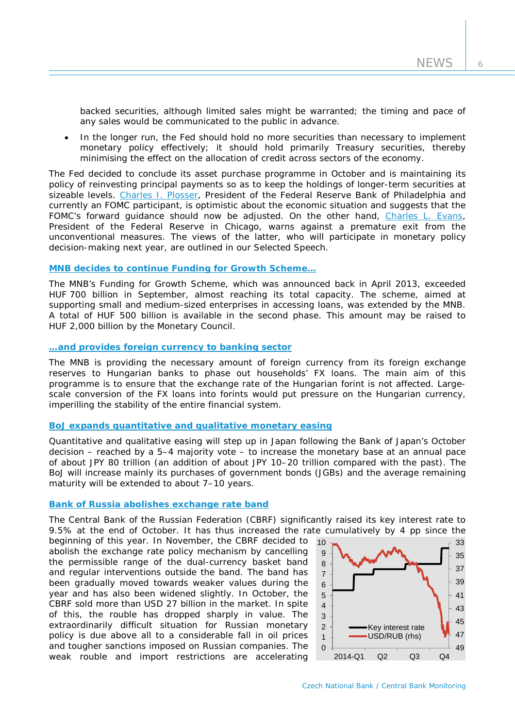backed securities, although limited sales might be warranted; the timing and pace of any sales would be communicated to the public in advance.

- In the longer run, the Fed should hold no more securities than necessary to implement monetary policy effectively; it should hold primarily Treasury securities, thereby minimising the effect on the allocation of credit across sectors of the economy.

The Fed decided to conclude its asset purchase programme in October and is maintaining its policy of reinvesting principal payments so as to keep the holdings of longer-term securities at sizeable levels. Charles I. Plosser, President of the Federal Reserve Bank of Philadelphia and currently an FOMC participant, is optimistic about the economic situation and suggests that the FOMC's forward guidance should now be adjusted. On the other hand, Charles L. Evans, President of the Federal Reserve in Chicago, warns against a premature exit from the unconventional measures. The views of the latter, who will participate in monetary policy decision-making next year, are outlined in our Selected Speech.

### MNB decides to continue Funding for Growth Scheme…

The MNB's Funding for Growth Scheme, which was announced back in April 2013, exceeded HUF 700 billion in September, almost reaching its total capacity. The scheme, aimed at supporting small and medium-sized enterprises in accessing loans, was extended by the MNB. A total of HUF 500 billion is available in the second phase. This amount may be raised to HUF 2,000 billion by the Monetary Council.

### …and provides foreign currency to banking sector

The MNB is providing the necessary amount of foreign currency from its foreign exchange reserves to Hungarian banks to phase out households' FX loans. The main aim of this programme is to ensure that the exchange rate of the Hungarian forint is not affected. Large-scale conversion of the FX loans into forints would put pressure on the Hungarian currency, imperilling the stability of the entire financial system.

### BoJ expands quantitative and qualitative monetary easing

Quantitative and qualitative easing will step up in Japan following the Bank of Japan's October decision – reached by a 5–4 majority vote – to increase the monetary base at an annual pace of about JPY 80 trillion (an addition of about JPY 10–20 trillion compared with the past). The BoJ will increase mainly its purchases of government bonds (JGBs) and the average remaining maturity will be extended to about 7–10 years.

### Bank of Russia abolishes exchange rate band

The Central Bank of the Russian Federation (CBRF) significantly raised its key interest rate to 9.5% at the end of October. It has thus increased the rate cumulatively by 4 pp since the beginning of this year. In November, the CBRF decided to abolish the exchange rate policy mechanism by cancelling the permissible range of the dual-currency basket band and regular interventions outside the band. The band has been gradually moved towards weaker values during the year and has also been widened slightly. In October, the CBRF sold more than USD 27 billion in the market. In spite of this, the rouble has dropped sharply in value. The extraordinarily difficult situation for Russian monetary policy is due above all to a considerable fall in oil prices and tougher sanctions imposed on Russian companies. The weak rouble and import restrictions are accelerating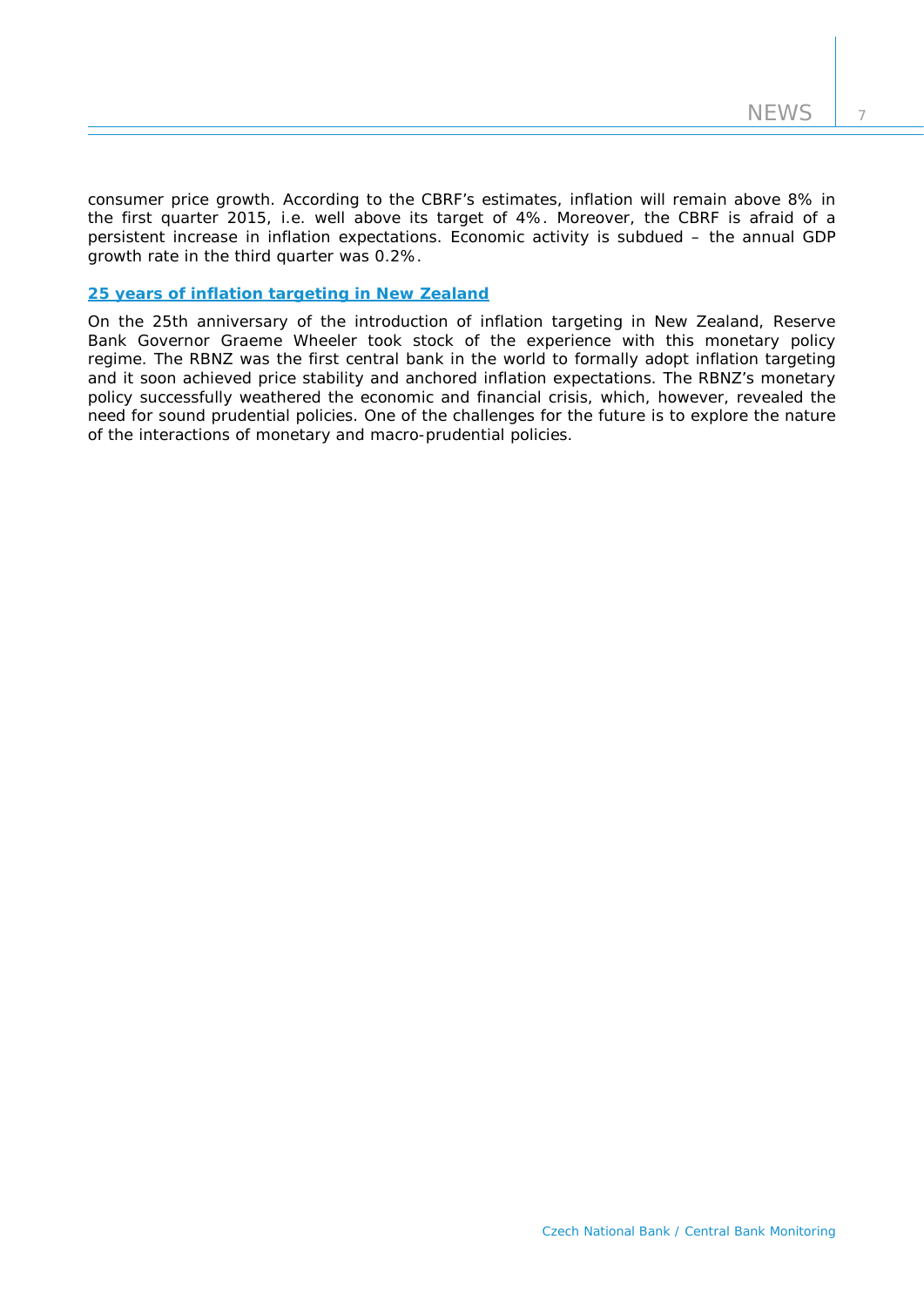consumer price growth. According to the CBRF's estimates, inflation will remain above 8% in the first quarter 2015, i.e. well above its target of 4%. Moreover, the CBRF is afraid of a persistent increase in inflation expectations. Economic activity is subdued – the annual GDP growth rate in the third quarter was 0.2%.

### 25 years of inflation targeting in New Zealand

On the 25th anniversary of the introduction of inflation targeting in New Zealand, Reserve Bank Governor Graeme Wheeler took stock of the experience with this monetary policy regime. The RBNZ was the first central bank in the world to formally adopt inflation targeting and it soon achieved price stability and anchored inflation expectations. The RBNZ's monetary policy successfully weathered the economic and financial crisis, which, however, revealed the need for sound prudential policies. One of the challenges for the future is to explore the nature of the interactions of monetary and macro-prudential policies.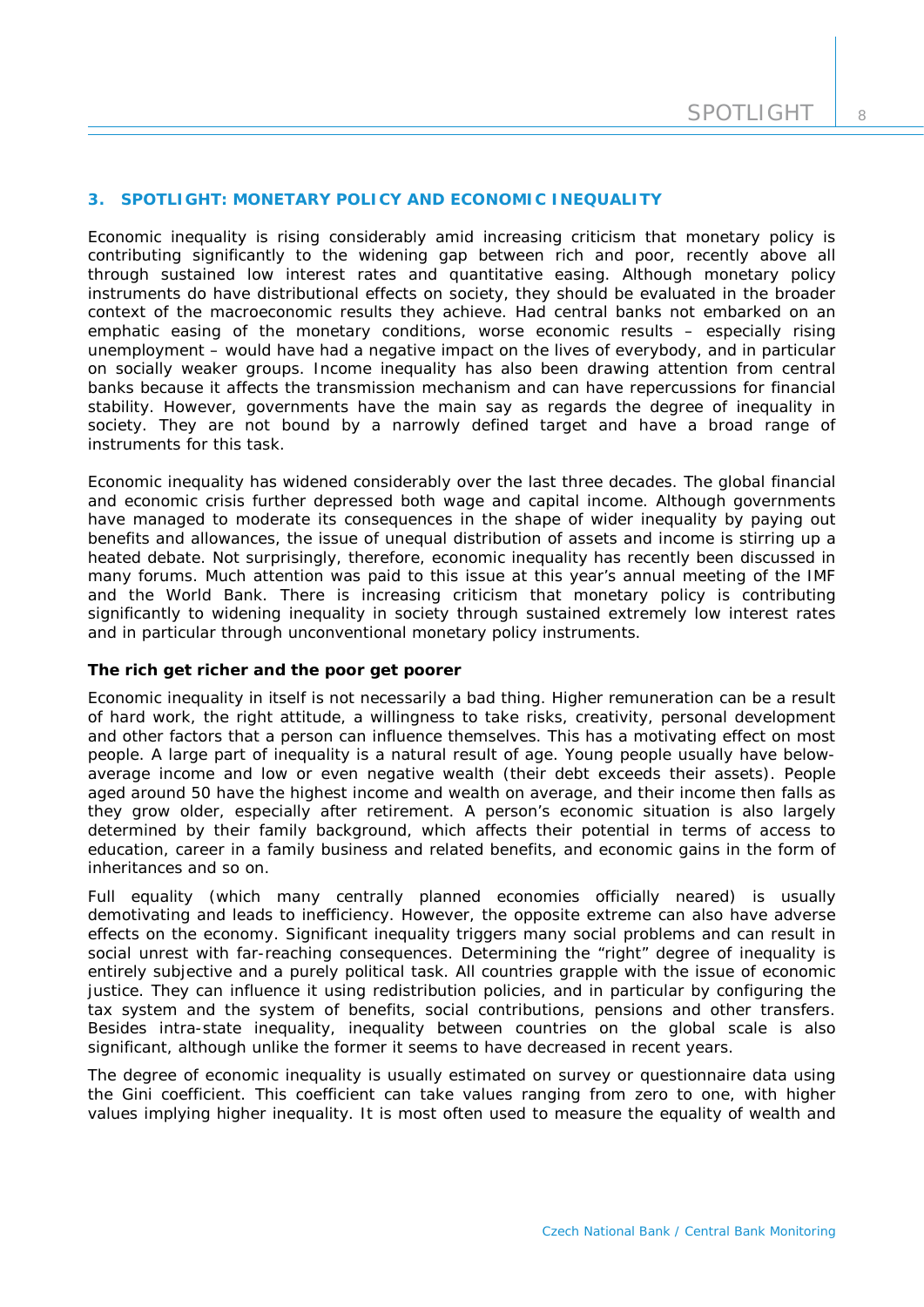## 3. SPOTLIGHT: MONETARY POLICY AND ECONOMIC INEQUALITY

Economic inequality is rising considerably amid increasing criticism that monetary policy is contributing significantly to the widening gap between rich and poor, recently above all through sustained low interest rates and quantitative easing. Although monetary policy instruments do have distributional effects on society, they should be evaluated in the broader context of the macroeconomic results they achieve. Had central banks not embarked on an emphatic easing of the monetary conditions, worse economic results – especially rising unemployment – would have had a negative impact on the lives of everybody, and in particular on socially weaker groups. Income inequality has also been drawing attention from central banks because it affects the transmission mechanism and can have repercussions for financial stability. However, governments have the main say as regards the degree of inequality in society. They are not bound by a narrowly defined target and have a broad range of instruments for this task.

Economic inequality has widened considerably over the last three decades. The global financial and economic crisis further depressed both wage and capital income. Although governments have managed to moderate its consequences in the shape of wider inequality by paying out benefits and allowances, the issue of unequal distribution of assets and income is stirring up a heated debate. Not surprisingly, therefore, economic inequality has recently been discussed in many forums. Much attention was paid to this issue at this year's annual meeting of the IMF and the World Bank. There is increasing criticism that monetary policy is contributing significantly to widening inequality in society through sustained extremely low interest rates and in particular through unconventional monetary policy instruments.

**The rich get richer and the poor get poorer**

Economic inequality in itself is not necessarily a bad thing. Higher remuneration can be a result of hard work, the right attitude, a willingness to take risks, creativity, personal development and other factors that a person can influence themselves. This has a motivating effect on most people. A large part of inequality is a natural result of age. Young people usually have below-average income and low or even negative wealth (their debt exceeds their assets). People aged around 50 have the highest income and wealth on average, and their income then falls as they grow older, especially after retirement. A person's economic situation is also largely determined by their family background, which affects their potential in terms of access to education, career in a family business and related benefits, and economic gains in the form of inheritances and so on.

Full equality (which many centrally planned economies officially neared) is usually demotivating and leads to inefficiency. However, the opposite extreme can also have adverse effects on the economy. Significant inequality triggers many social problems and can result in social unrest with far-reaching consequences. Determining the "right" degree of inequality is entirely subjective and a purely political task. All countries grapple with the issue of economic justice. They can influence it using redistribution policies, and in particular by configuring the tax system and the system of benefits, social contributions, pensions and other transfers. Besides intra-state inequality, inequality between countries on the global scale is also significant, although unlike the former it seems to have decreased in recent years.

The degree of economic inequality is usually estimated on survey or questionnaire data using the Gini coefficient. This coefficient can take values ranging from zero to one, with higher values implying higher inequality. It is most often used to measure the equality of wealth and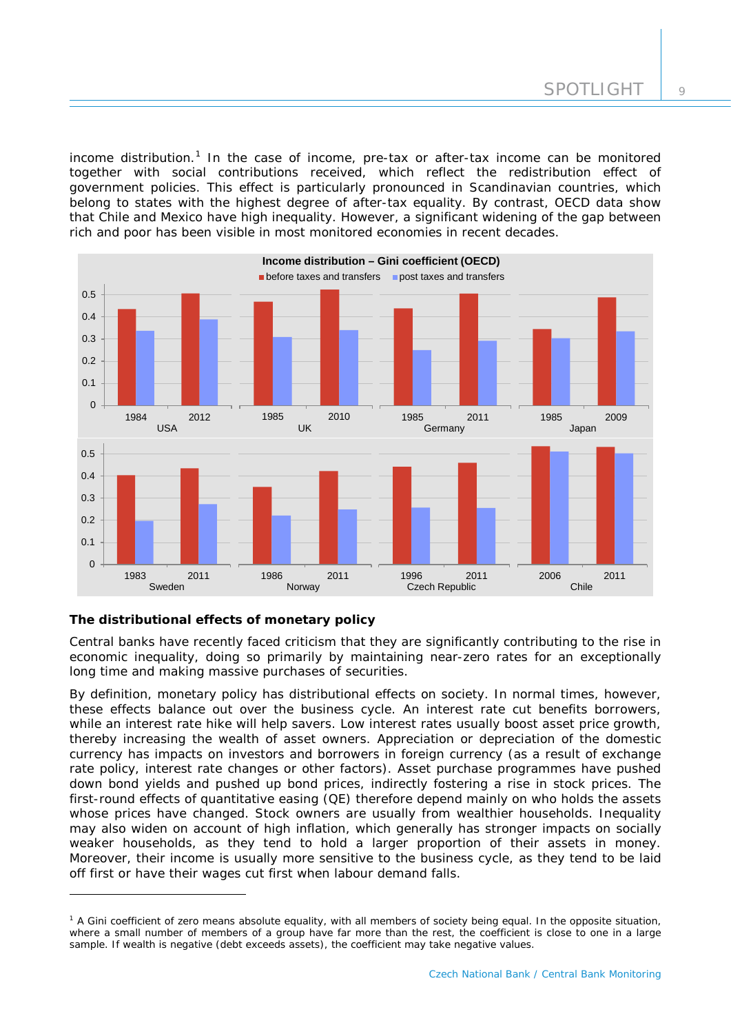income distribution.[1] In the case of income, pre-tax or after-tax income can be monitored together with social contributions received, which reflect the redistribution effect of government policies. This effect is particularly pronounced in Scandinavian countries, which belong to states with the highest degree of after-tax equality. By contrast, OECD data show that Chile and Mexico have high inequality. However, a significant widening of the gap between rich and poor has been visible in most monitored economies in recent decades.

**Income distribution – Gini coefficient (OECD)**

### The distributional effects of monetary policy

Central banks have recently faced criticism that they are significantly contributing to the rise in economic inequality, doing so primarily by maintaining near-zero rates for an exceptionally long time and making massive purchases of securities.

By definition, monetary policy has distributional effects on society. In normal times, however, these effects balance out over the business cycle. An interest rate cut benefits borrowers, while an interest rate hike will help savers. Low interest rates usually boost asset price growth, thereby increasing the wealth of asset owners. Appreciation or depreciation of the domestic currency has impacts on investors and borrowers in foreign currency (as a result of exchange rate policy, interest rate changes or other factors). Asset purchase programmes have pushed down bond yields and pushed up bond prices, indirectly fostering a rise in stock prices. The first-round effects of quantitative easing (QE) therefore depend mainly on who holds the assets whose prices have changed. Stock owners are usually from wealthier households. Inequality may also widen on account of high inflation, which generally has stronger impacts on socially weaker households, as they tend to hold a larger proportion of their assets in money. Moreover, their income is usually more sensitive to the business cycle, as they tend to be laid off first or have their wages cut first when labour demand falls.

[1] A Gini coefficient of zero means absolute equality, with all members of society being equal. In the opposite situation, where a small number of members of a group have far more than the rest, the coefficient is close to one in a large sample. If wealth is negative (debt exceeds assets), the coefficient may take negative values.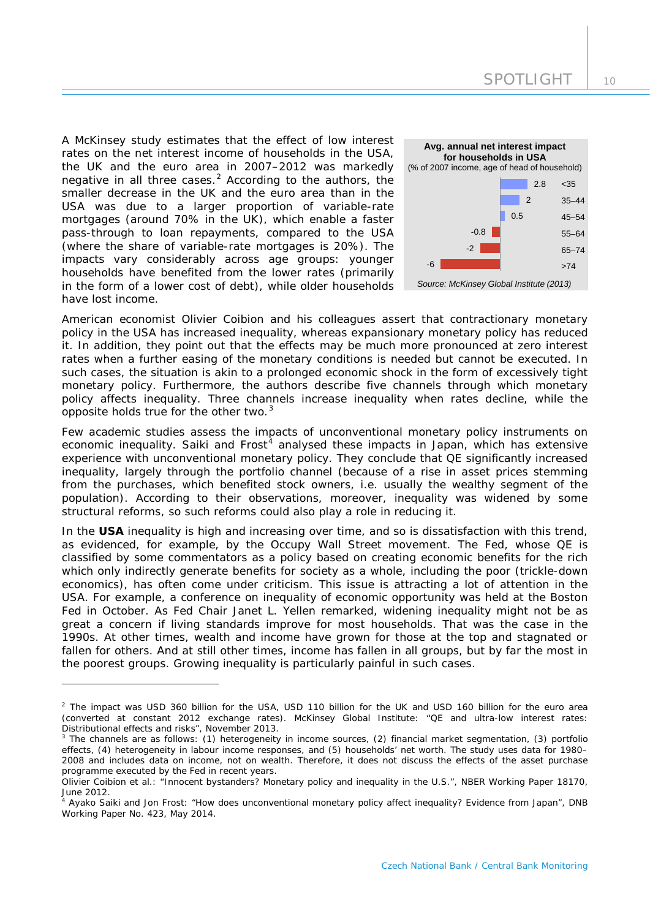A McKinsey study estimates that the effect of low interest rates on the net interest income of households in the USA, the UK and the euro area in 2007–2012 was markedly negative in all three cases.[2] According to the authors, the smaller decrease in the UK and the euro area than in the USA was due to a larger proportion of variable-rate mortgages (around 70% in the UK), which enable a faster pass-through to loan repayments, compared to the USA (where the share of variable-rate mortgages is 20%). The impacts vary considerably across age groups: younger households have benefited from the lower rates (primarily in the form of a lower cost of debt), while older households have lost income.

**Avg. annual net interest impact for households in USA**
(% of 2007 income, age of head of household)

| Age of head of household | Impact |
|---|---|
| <35 | 2.8 |
| 35–44 | 2 |
| 45–54 | 0.5 |
| 55–64 | -0.8 |
| 65–74 | -2 |
| >74 | -6 |

*Source: McKinsey Global Institute (2013)*

American economist Olivier Coibion and his colleagues assert that contractionary monetary policy in the USA has increased inequality, whereas expansionary monetary policy has reduced it. In addition, they point out that the effects may be much more pronounced at zero interest rates when a further easing of the monetary conditions is needed but cannot be executed. In such cases, the situation is akin to a prolonged economic shock in the form of excessively tight monetary policy. Furthermore, the authors describe five channels through which monetary policy affects inequality. Three channels increase inequality when rates decline, while the opposite holds true for the other two.[3]

Few academic studies assess the impacts of unconventional monetary policy instruments on economic inequality. Saiki and Frost[4] analysed these impacts in Japan, which has extensive experience with unconventional monetary policy. They conclude that QE significantly increased inequality, largely through the portfolio channel (because of a rise in asset prices stemming from the purchases, which benefited stock owners, i.e. usually the wealthy segment of the population). According to their observations, moreover, inequality was widened by some structural reforms, so such reforms could also play a role in reducing it.

In the **USA** inequality is high and increasing over time, and so is dissatisfaction with this trend, as evidenced, for example, by the Occupy Wall Street movement. The Fed, whose QE is classified by some commentators as a policy based on creating economic benefits for the rich which only indirectly generate benefits for society as a whole, including the poor (trickle-down economics), has often come under criticism. This issue is attracting a lot of attention in the USA. For example, a conference on inequality of economic opportunity was held at the Boston Fed in October. As Fed Chair Janet L. Yellen remarked, widening inequality might not be as great a concern if living standards improve for most households. That was the case in the 1990s. At other times, wealth and income have grown for those at the top and stagnated or fallen for others. And at still other times, income has fallen in all groups, but by far the most in the poorest groups. Growing inequality is particularly painful in such cases.

---

[2] The impact was USD 360 billion for the USA, USD 110 billion for the UK and USD 160 billion for the euro area (converted at constant 2012 exchange rates). McKinsey Global Institute: "QE and ultra-low interest rates: Distributional effects and risks", November 2013.

[3] The channels are as follows: (1) heterogeneity in income sources, (2) financial market segmentation, (3) portfolio effects, (4) heterogeneity in labour income responses, and (5) households' net worth. The study uses data for 1980–2008 and includes data on income, not on wealth. Therefore, it does not discuss the effects of the asset purchase programme executed by the Fed in recent years.
Olivier Coibion et al.: "Innocent bystanders? Monetary policy and inequality in the U.S.", NBER Working Paper 18170, June 2012.

[4] Ayako Saiki and Jon Frost: "How does unconventional monetary policy affect inequality? Evidence from Japan", DNB Working Paper No. 423, May 2014.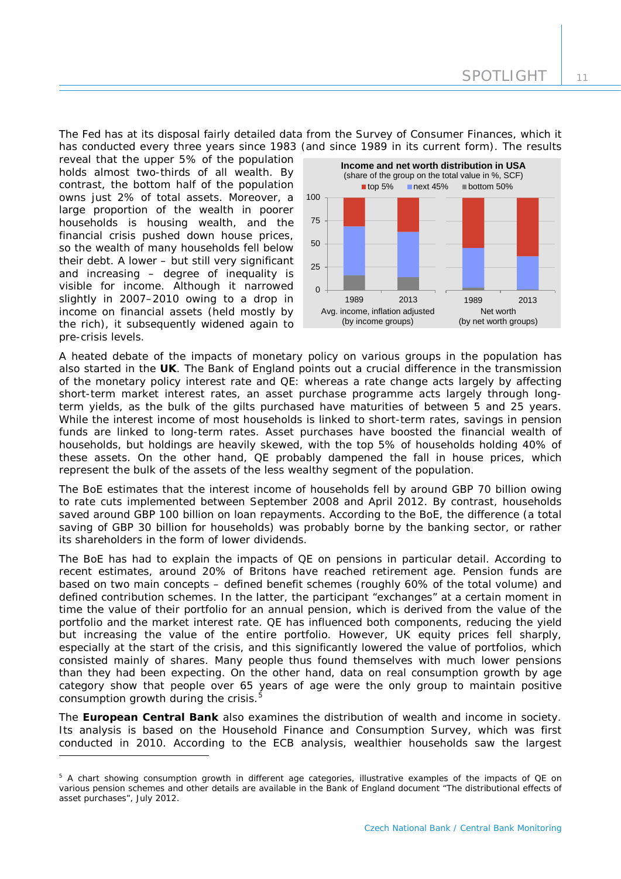The Fed has at its disposal fairly detailed data from the Survey of Consumer Finances, which it has conducted every three years since 1983 (and since 1989 in its current form). The results reveal that the upper 5% of the population holds almost two-thirds of all wealth. By contrast, the bottom half of the population owns just 2% of total assets. Moreover, a large proportion of the wealth in poorer households is housing wealth, and the financial crisis pushed down house prices, so the wealth of many households fell below their debt. A lower – but still very significant and increasing – degree of inequality is visible for income. Although it narrowed slightly in 2007–2010 owing to a drop in income on financial assets (held mostly by the rich), it subsequently widened again to pre-crisis levels.

**Income and net worth distribution in USA**
(share of the group on the total value in %, SCF)

A heated debate of the impacts of monetary policy on various groups in the population has also started in the **UK**. The Bank of England points out a crucial difference in the transmission of the monetary policy interest rate and QE: whereas a rate change acts largely by affecting short-term market interest rates, an asset purchase programme acts largely through long-term yields, as the bulk of the gilts purchased have maturities of between 5 and 25 years. While the interest income of most households is linked to short-term rates, savings in pension funds are linked to long-term rates. Asset purchases have boosted the financial wealth of households, but holdings are heavily skewed, with the top 5% of households holding 40% of these assets. On the other hand, QE probably dampened the fall in house prices, which represent the bulk of the assets of the less wealthy segment of the population.

The BoE estimates that the interest income of households fell by around GBP 70 billion owing to rate cuts implemented between September 2008 and April 2012. By contrast, households saved around GBP 100 billion on loan repayments. According to the BoE, the difference (a total saving of GBP 30 billion for households) was probably borne by the banking sector, or rather its shareholders in the form of lower dividends.

The BoE has had to explain the impacts of QE on pensions in particular detail. According to recent estimates, around 20% of Britons have reached retirement age. Pension funds are based on two main concepts – defined benefit schemes (roughly 60% of the total volume) and defined contribution schemes. In the latter, the participant "exchanges" at a certain moment in time the value of their portfolio for an annual pension, which is derived from the value of the portfolio and the market interest rate. QE has influenced both components, reducing the yield but increasing the value of the entire portfolio. However, UK equity prices fell sharply, especially at the start of the crisis, and this significantly lowered the value of portfolios, which consisted mainly of shares. Many people thus found themselves with much lower pensions than they had been expecting. On the other hand, data on real consumption growth by age category show that people over 65 years of age were the only group to maintain positive consumption growth during the crisis.[5]

The **European Central Bank** also examines the distribution of wealth and income in society. Its analysis is based on the Household Finance and Consumption Survey, which was first conducted in 2010. According to the ECB analysis, wealthier households saw the largest

---

[5] A chart showing consumption growth in different age categories, illustrative examples of the impacts of QE on various pension schemes and other details are available in the Bank of England document "The distributional effects of asset purchases", July 2012.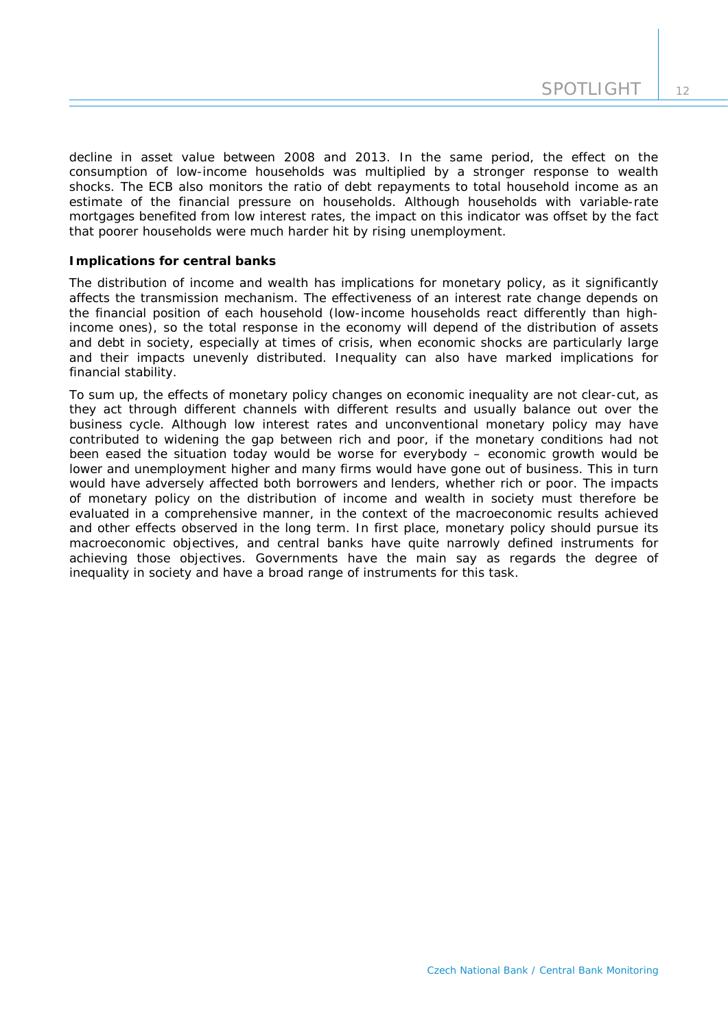decline in asset value between 2008 and 2013. In the same period, the effect on the consumption of low-income households was multiplied by a stronger response to wealth shocks. The ECB also monitors the ratio of debt repayments to total household income as an estimate of the financial pressure on households. Although households with variable-rate mortgages benefited from low interest rates, the impact on this indicator was offset by the fact that poorer households were much harder hit by rising unemployment.

**Implications for central banks**

The distribution of income and wealth has implications for monetary policy, as it significantly affects the transmission mechanism. The effectiveness of an interest rate change depends on the financial position of each household (low-income households react differently than high-income ones), so the total response in the economy will depend of the distribution of assets and debt in society, especially at times of crisis, when economic shocks are particularly large and their impacts unevenly distributed. Inequality can also have marked implications for financial stability.

To sum up, the effects of monetary policy changes on economic inequality are not clear-cut, as they act through different channels with different results and usually balance out over the business cycle. Although low interest rates and unconventional monetary policy may have contributed to widening the gap between rich and poor, if the monetary conditions had not been eased the situation today would be worse for everybody – economic growth would be lower and unemployment higher and many firms would have gone out of business. This in turn would have adversely affected both borrowers and lenders, whether rich or poor. The impacts of monetary policy on the distribution of income and wealth in society must therefore be evaluated in a comprehensive manner, in the context of the macroeconomic results achieved and other effects observed in the long term. In first place, monetary policy should pursue its macroeconomic objectives, and central banks have quite narrowly defined instruments for achieving those objectives. Governments have the main say as regards the degree of inequality in society and have a broad range of instruments for this task.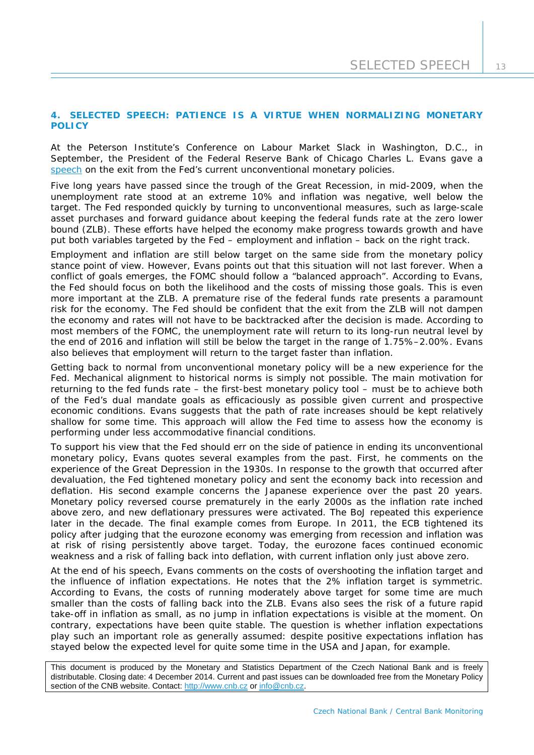## 4. SELECTED SPEECH: PATIENCE IS A VIRTUE WHEN NORMALIZING MONETARY POLICY

At the Peterson Institute's Conference on Labour Market Slack in Washington, D.C., in September, the President of the Federal Reserve Bank of Chicago Charles L. Evans gave a speech on the exit from the Fed's current unconventional monetary policies.

Five long years have passed since the trough of the Great Recession, in mid-2009, when the unemployment rate stood at an extreme 10% and inflation was negative, well below the target. The Fed responded quickly by turning to unconventional measures, such as large-scale asset purchases and forward guidance about keeping the federal funds rate at the zero lower bound (ZLB). These efforts have helped the economy make progress towards growth and have put both variables targeted by the Fed – employment and inflation – back on the right track.

Employment and inflation are still below target on the same side from the monetary policy stance point of view. However, Evans points out that this situation will not last forever. When a conflict of goals emerges, the FOMC should follow a "balanced approach". According to Evans, the Fed should focus on both the likelihood and the costs of missing those goals. This is even more important at the ZLB. A premature rise of the federal funds rate presents a paramount risk for the economy. The Fed should be confident that the exit from the ZLB will not dampen the economy and rates will not have to be backtracked after the decision is made. According to most members of the FOMC, the unemployment rate will return to its long-run neutral level by the end of 2016 and inflation will still be below the target in the range of 1.75%–2.00%. Evans also believes that employment will return to the target faster than inflation.

Getting back to normal from unconventional monetary policy will be a new experience for the Fed. Mechanical alignment to historical norms is simply not possible. The main motivation for returning to the fed funds rate – the first-best monetary policy tool – must be to achieve both of the Fed's dual mandate goals as efficaciously as possible given current and prospective economic conditions. Evans suggests that the path of rate increases should be kept relatively shallow for some time. This approach will allow the Fed time to assess how the economy is performing under less accommodative financial conditions.

To support his view that the Fed should err on the side of patience in ending its unconventional monetary policy, Evans quotes several examples from the past. First, he comments on the experience of the Great Depression in the 1930s. In response to the growth that occurred after devaluation, the Fed tightened monetary policy and sent the economy back into recession and deflation. His second example concerns the Japanese experience over the past 20 years. Monetary policy reversed course prematurely in the early 2000s as the inflation rate inched above zero, and new deflationary pressures were activated. The BoJ repeated this experience later in the decade. The final example comes from Europe. In 2011, the ECB tightened its policy after judging that the eurozone economy was emerging from recession and inflation was at risk of rising persistently above target. Today, the eurozone faces continued economic weakness and a risk of falling back into deflation, with current inflation only just above zero.

At the end of his speech, Evans comments on the costs of overshooting the inflation target and the influence of inflation expectations. He notes that the 2% inflation target is symmetric. According to Evans, the costs of running moderately above target for some time are much smaller than the costs of falling back into the ZLB. Evans also sees the risk of a future rapid take-off in inflation as small, as no jump in inflation expectations is visible at the moment. On contrary, expectations have been quite stable. The question is whether inflation expectations play such an important role as generally assumed: despite positive expectations inflation has stayed below the expected level for quite some time in the USA and Japan, for example.

This document is produced by the Monetary and Statistics Department of the Czech National Bank and is freely distributable. Closing date: 4 December 2014. Current and past issues can be downloaded free from the Monetary Policy section of the CNB website. Contact: http://www.cnb.cz or info@cnb.cz.